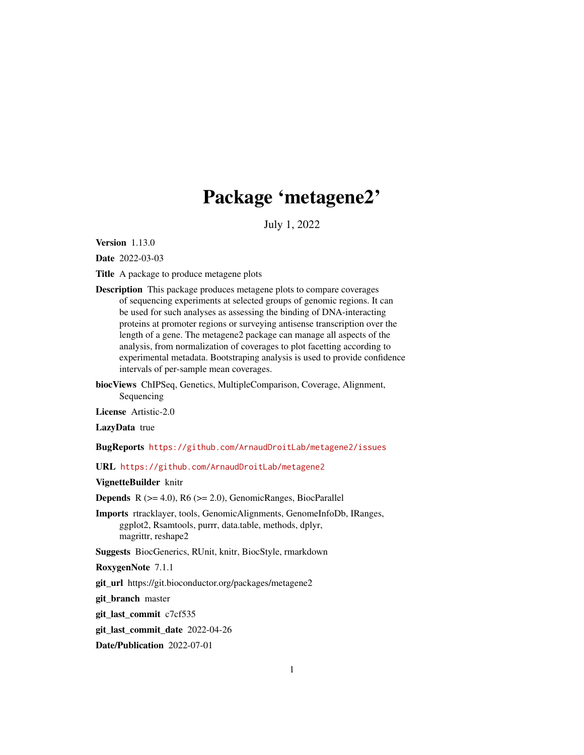# Package 'metagene2'

July 1, 2022

**Version** 1.13.0

**Date** 2022-03-03

**Title** A package to produce metagene plots

**Description** This package produces metagene plots to compare coverages of sequencing experiments at selected groups of genomic regions. It can be used for such analyses as assessing the binding of DNA-interacting proteins at promoter regions or surveying antisense transcription over the length of a gene. The metagene2 package can manage all aspects of the analysis, from normalization of coverages to plot facetting according to experimental metadata. Bootstraping analysis is used to provide confidence intervals of per-sample mean coverages.

**biocViews** ChIPSeq, Genetics, MultipleComparison, Coverage, Alignment, Sequencing

**License** Artistic-2.0

**LazyData** true

**BugReports** https://github.com/ArnaudDroitLab/metagene2/issues

**URL** https://github.com/ArnaudDroitLab/metagene2

**VignetteBuilder** knitr

**Depends** R (>= 4.0), R6 (>= 2.0), GenomicRanges, BiocParallel

**Imports** rtracklayer, tools, GenomicAlignments, GenomeInfoDb, IRanges, ggplot2, Rsamtools, purrr, data.table, methods, dplyr, magrittr, reshape2

**Suggests** BiocGenerics, RUnit, knitr, BiocStyle, rmarkdown

**RoxygenNote** 7.1.1

**git_url** https://git.bioconductor.org/packages/metagene2

**git_branch** master

**git_last_commit** c7cf535

**git_last_commit_date** 2022-04-26

**Date/Publication** 2022-07-01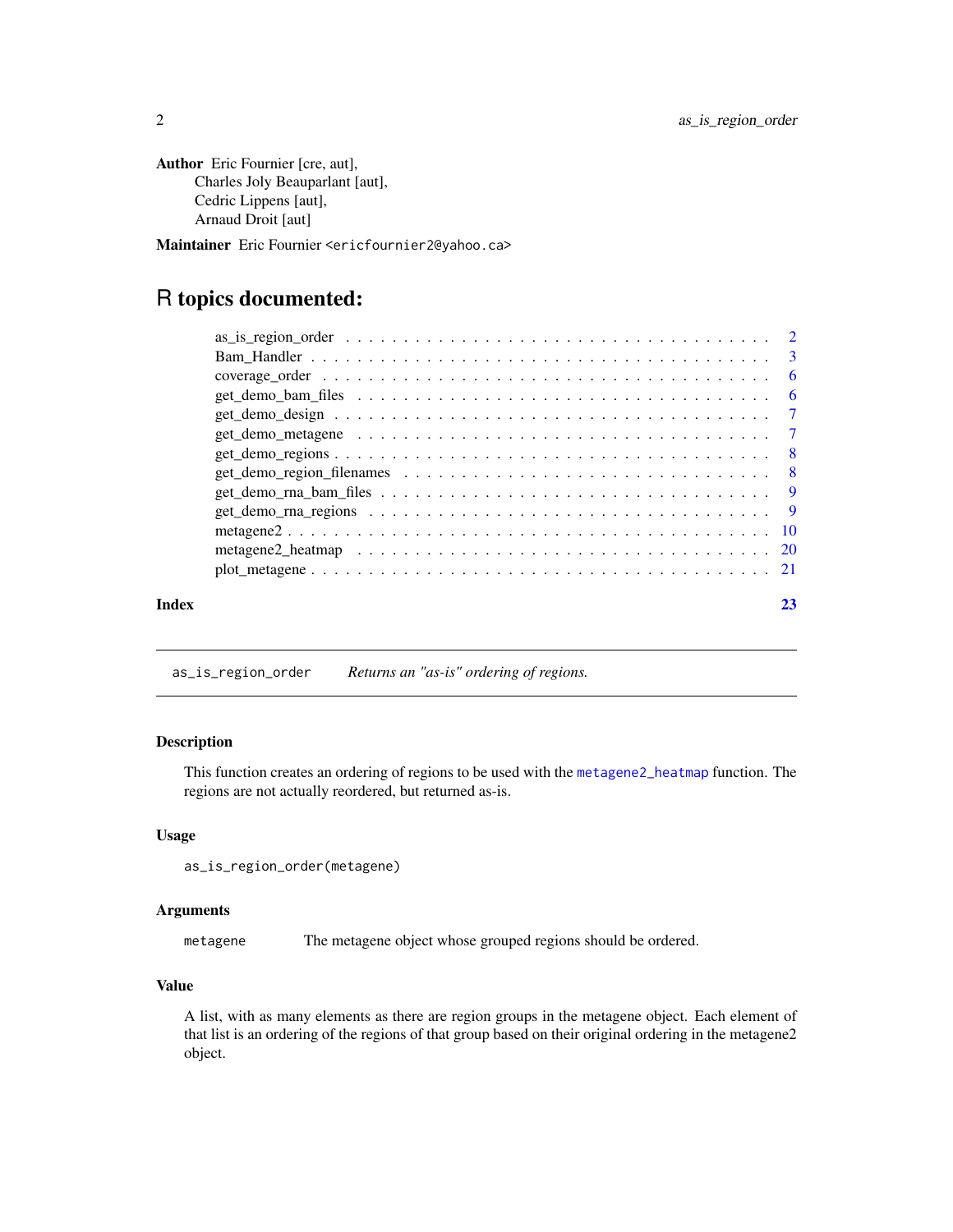**Author** Eric Fournier [cre, aut],
Charles Joly Beauparlant [aut],
Cedric Lippens [aut],
Arnaud Droit [aut]

**Maintainer** Eric Fournier <ericfournier2@yahoo.ca>

# R topics documented:

| | |
|---|---|
| as_is_region_order | 2 |
| Bam_Handler | 3 |
| coverage_order | 6 |
| get_demo_bam_files | 6 |
| get_demo_design | 7 |
| get_demo_metagene | 7 |
| get_demo_regions | 8 |
| get_demo_region_filenames | 8 |
| get_demo_rna_bam_files | 9 |
| get_demo_rna_regions | 9 |
| metagene2 | 10 |
| metagene2_heatmap | 20 |
| plot_metagene | 21 |
| **Index** | **23** |

---

`as_is_region_order` *Returns an "as-is" ordering of regions.*

---

### Description

This function creates an ordering of regions to be used with the `metagene2_heatmap` function. The regions are not actually reordered, but returned as-is.

### Usage

```
as_is_region_order(metagene)
```

### Arguments

| | |
|---|---|
| `metagene` | The metagene object whose grouped regions should be ordered. |

### Value

A list, with as many elements as there are region groups in the metagene object. Each element of that list is an ordering of the regions of that group based on their original ordering in the metagene2 object.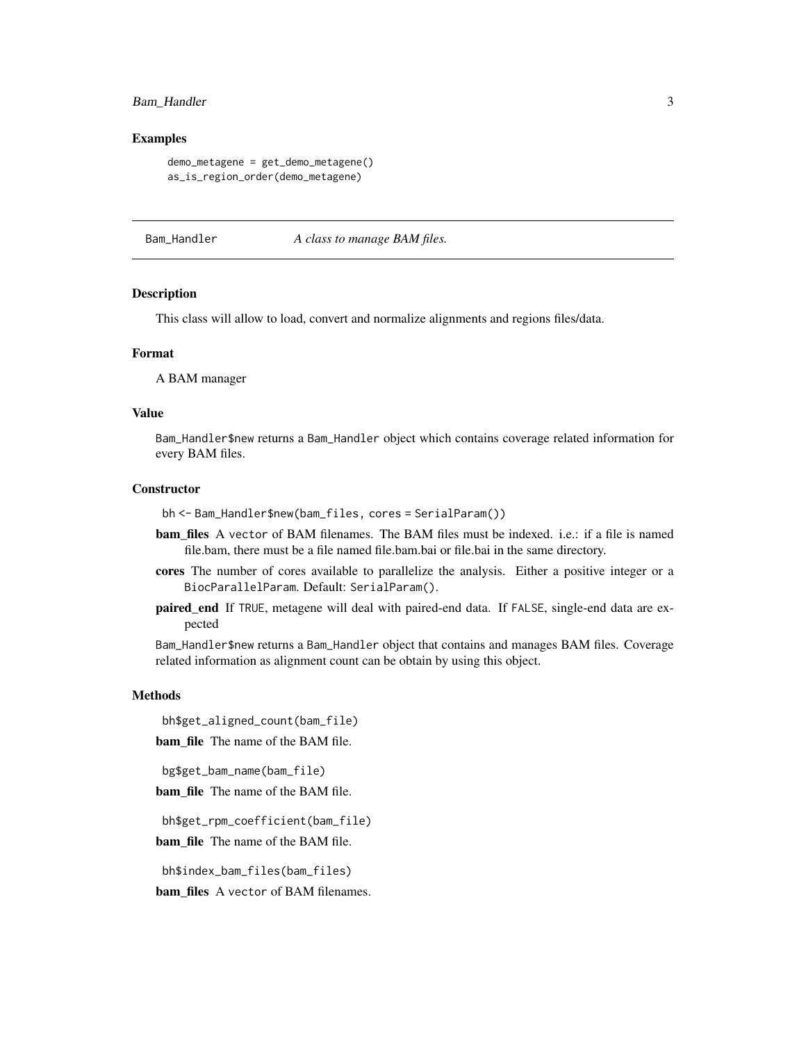### Examples

```
demo_metagene = get_demo_metagene()
as_is_region_order(demo_metagene)
```

---

## Bam_Handler — *A class to manage BAM files.*

---

### Description

This class will allow to load, convert and normalize alignments and regions files/data.

### Format

A BAM manager

### Value

`Bam_Handler$new` returns a `Bam_Handler` object which contains coverage related information for every BAM files.

### Constructor

```
bh <- Bam_Handler$new(bam_files, cores = SerialParam())
```

**bam_files** A `vector` of BAM filenames. The BAM files must be indexed. i.e.: if a file is named file.bam, there must be a file named file.bam.bai or file.bai in the same directory.

**cores** The number of cores available to parallelize the analysis. Either a positive integer or a `BiocParallelParam`. Default: `SerialParam()`.

**paired_end** If `TRUE`, metagene will deal with paired-end data. If `FALSE`, single-end data are expected

`Bam_Handler$new` returns a `Bam_Handler` object that contains and manages BAM files. Coverage related information as alignment count can be obtain by using this object.

### Methods

```
bh$get_aligned_count(bam_file)
```

**bam_file** The name of the BAM file.

```
bg$get_bam_name(bam_file)
```

**bam_file** The name of the BAM file.

```
bh$get_rpm_coefficient(bam_file)
```

**bam_file** The name of the BAM file.

```
bh$index_bam_files(bam_files)
```

**bam_files** A `vector` of BAM filenames.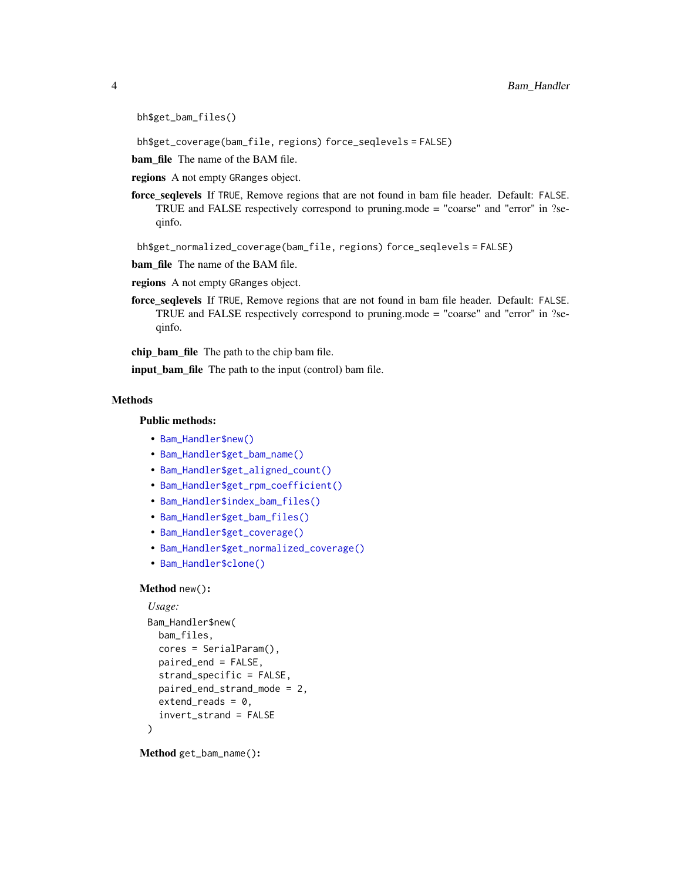`bh$get_bam_files()`

`bh$get_coverage(bam_file, regions) force_seqlevels = FALSE)`

**bam_file** The name of the BAM file.

**regions** A not empty `GRanges` object.

**force_seqlevels** If `TRUE`, Remove regions that are not found in bam file header. Default: `FALSE`. TRUE and FALSE respectively correspond to pruning.mode = "coarse" and "error" in ?seqinfo.

`bh$get_normalized_coverage(bam_file, regions) force_seqlevels = FALSE)`

**bam_file** The name of the BAM file.

**regions** A not empty `GRanges` object.

**force_seqlevels** If `TRUE`, Remove regions that are not found in bam file header. Default: `FALSE`. TRUE and FALSE respectively correspond to pruning.mode = "coarse" and "error" in ?seqinfo.

**chip_bam_file** The path to the chip bam file.

**input_bam_file** The path to the input (control) bam file.

## Methods

### Public methods:

- `Bam_Handler$new()`
- `Bam_Handler$get_bam_name()`
- `Bam_Handler$get_aligned_count()`
- `Bam_Handler$get_rpm_coefficient()`
- `Bam_Handler$index_bam_files()`
- `Bam_Handler$get_bam_files()`
- `Bam_Handler$get_coverage()`
- `Bam_Handler$get_normalized_coverage()`
- `Bam_Handler$clone()`

**Method** `new()`**:**

*Usage:*

```
Bam_Handler$new(
  bam_files,
  cores = SerialParam(),
  paired_end = FALSE,
  strand_specific = FALSE,
  paired_end_strand_mode = 2,
  extend_reads = 0,
  invert_strand = FALSE
)
```

**Method** `get_bam_name()`**:**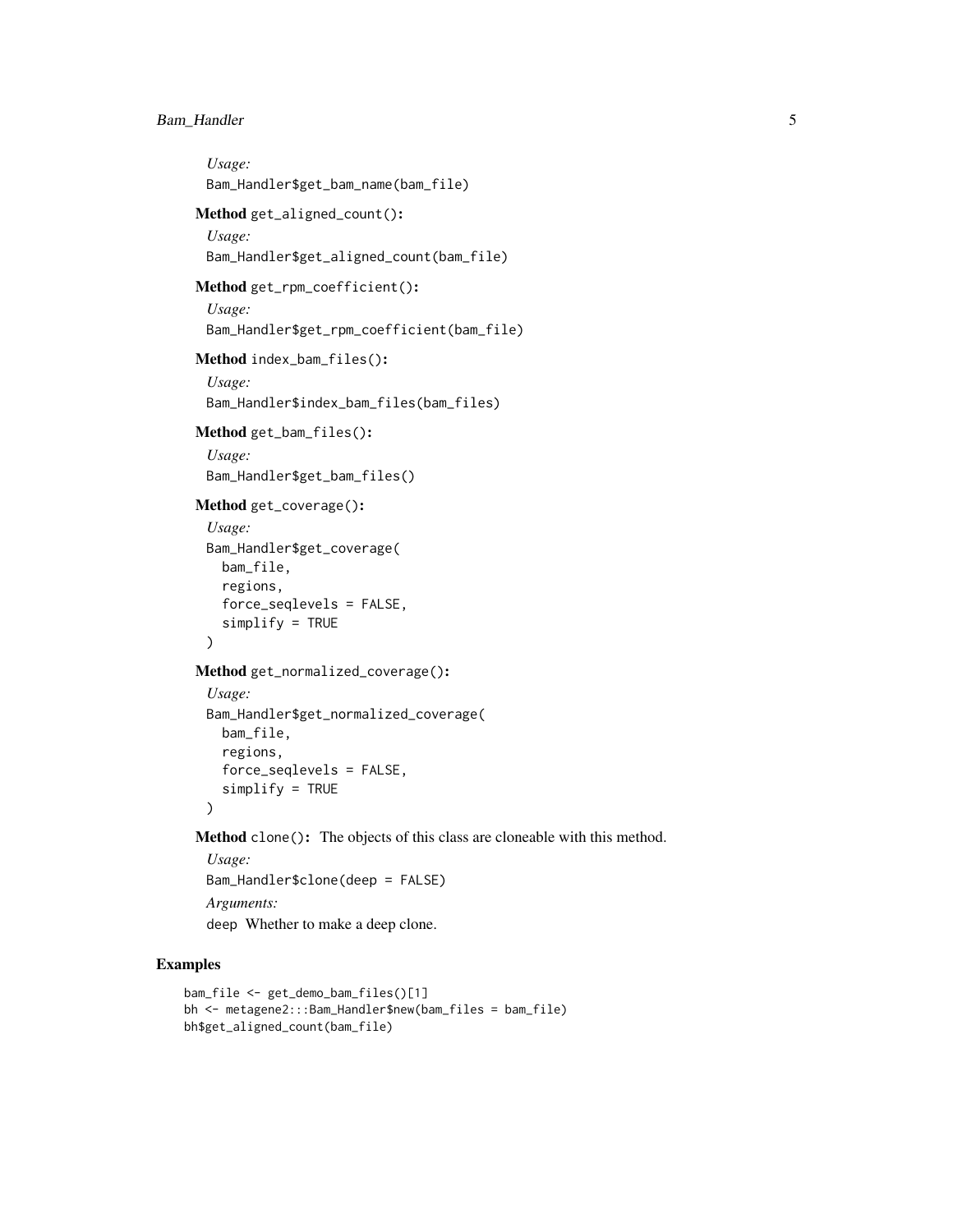*Usage:*

```
Bam_Handler$get_bam_name(bam_file)
```

**Method** `get_aligned_count()`:

*Usage:*

```
Bam_Handler$get_aligned_count(bam_file)
```

**Method** `get_rpm_coefficient()`:

*Usage:*

```
Bam_Handler$get_rpm_coefficient(bam_file)
```

**Method** `index_bam_files()`:

*Usage:*

```
Bam_Handler$index_bam_files(bam_files)
```

**Method** `get_bam_files()`:

*Usage:*

```
Bam_Handler$get_bam_files()
```

**Method** `get_coverage()`:

*Usage:*

```
Bam_Handler$get_coverage(
  bam_file,
  regions,
  force_seqlevels = FALSE,
  simplify = TRUE
)
```

**Method** `get_normalized_coverage()`:

*Usage:*

```
Bam_Handler$get_normalized_coverage(
  bam_file,
  regions,
  force_seqlevels = FALSE,
  simplify = TRUE
)
```

**Method** `clone()`: The objects of this class are cloneable with this method.

*Usage:*

```
Bam_Handler$clone(deep = FALSE)
```

*Arguments:*

`deep` Whether to make a deep clone.

## Examples

```
bam_file <- get_demo_bam_files()[1]
bh <- metagene2:::Bam_Handler$new(bam_files = bam_file)
bh$get_aligned_count(bam_file)
```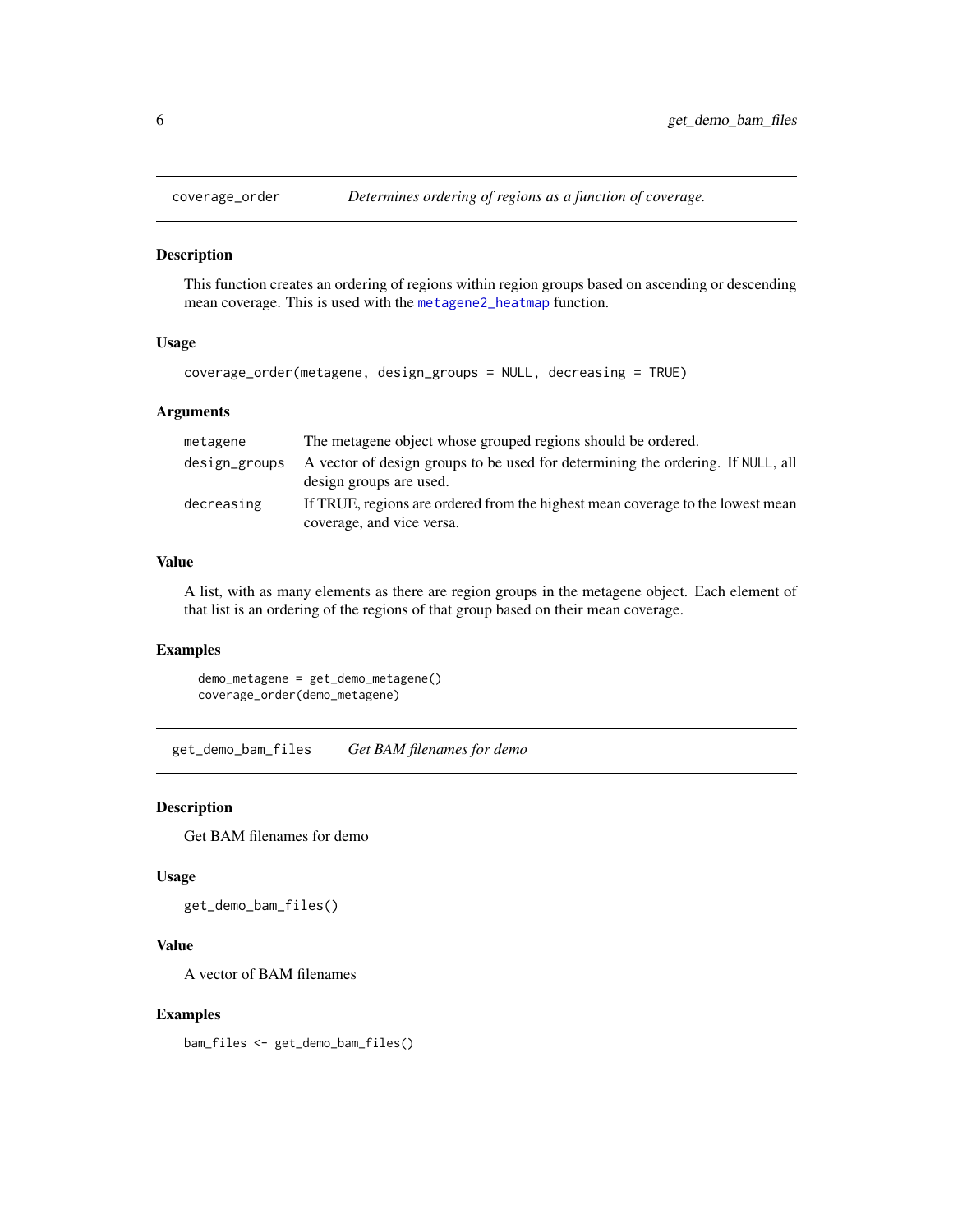## coverage_order — *Determines ordering of regions as a function of coverage.*

### Description

This function creates an ordering of regions within region groups based on ascending or descending mean coverage. This is used with the metagene2_heatmap function.

### Usage

```
coverage_order(metagene, design_groups = NULL, decreasing = TRUE)
```

### Arguments

| Argument | Description |
|---|---|
| metagene | The metagene object whose grouped regions should be ordered. |
| design_groups | A vector of design groups to be used for determining the ordering. If NULL, all design groups are used. |
| decreasing | If TRUE, regions are ordered from the highest mean coverage to the lowest mean coverage, and vice versa. |

### Value

A list, with as many elements as there are region groups in the metagene object. Each element of that list is an ordering of the regions of that group based on their mean coverage.

### Examples

```
demo_metagene = get_demo_metagene()
coverage_order(demo_metagene)
```

## get_demo_bam_files — *Get BAM filenames for demo*

### Description

Get BAM filenames for demo

### Usage

```
get_demo_bam_files()
```

### Value

A vector of BAM filenames

### Examples

```
bam_files <- get_demo_bam_files()
```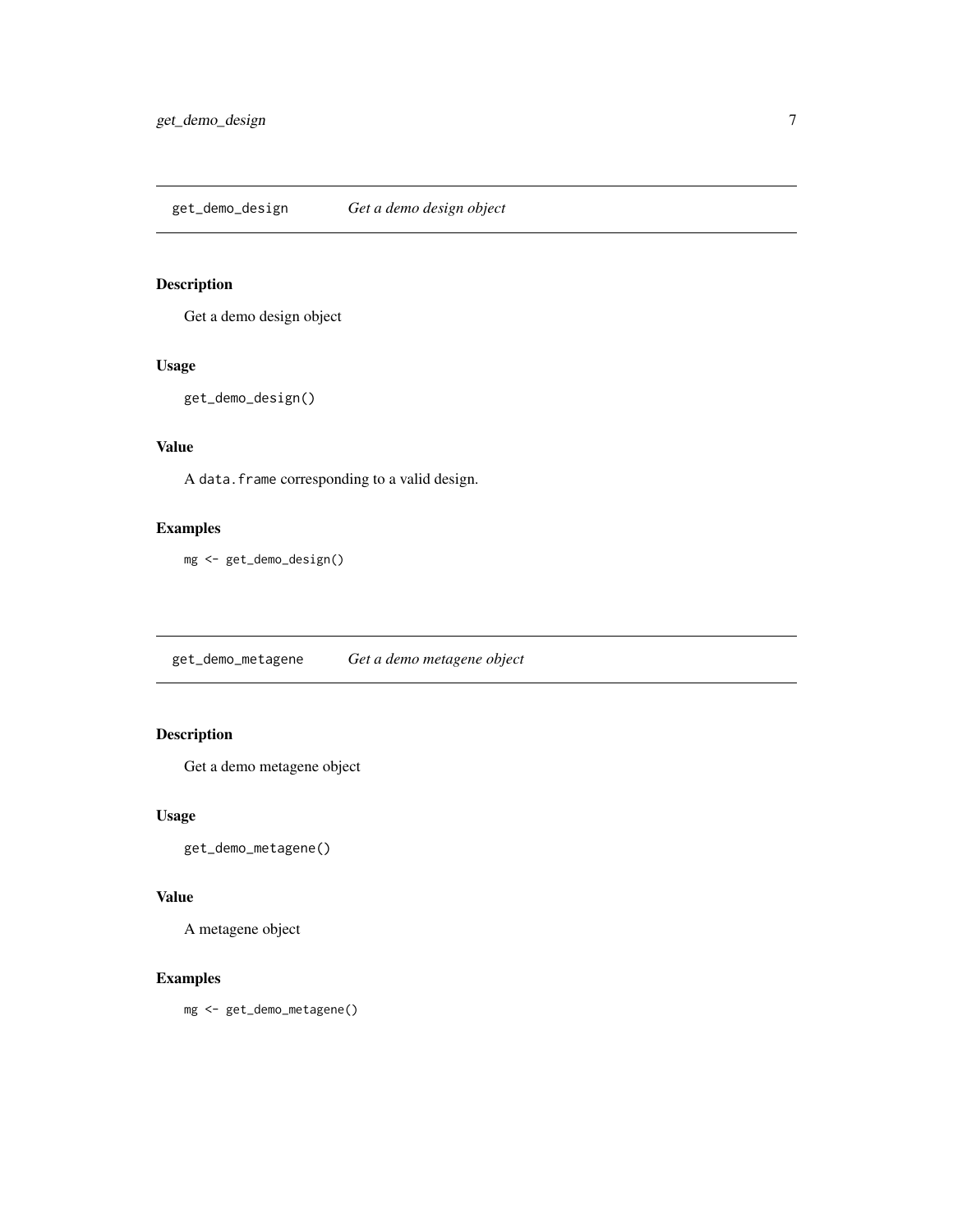## get_demo_design *Get a demo design object*

### Description

Get a demo design object

### Usage

```
get_demo_design()
```

### Value

A `data.frame` corresponding to a valid design.

### Examples

```
mg <- get_demo_design()
```

## get_demo_metagene *Get a demo metagene object*

### Description

Get a demo metagene object

### Usage

```
get_demo_metagene()
```

### Value

A metagene object

### Examples

```
mg <- get_demo_metagene()
```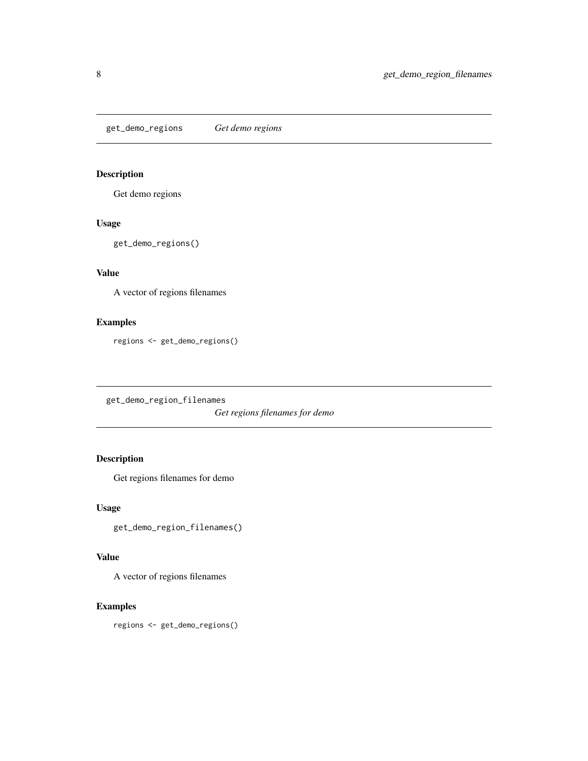## get_demo_regions *Get demo regions*

### Description

Get demo regions

### Usage

```
get_demo_regions()
```

### Value

A vector of regions filenames

### Examples

```
regions <- get_demo_regions()
```

## get_demo_region_filenames *Get regions filenames for demo*

### Description

Get regions filenames for demo

### Usage

```
get_demo_region_filenames()
```

### Value

A vector of regions filenames

### Examples

```
regions <- get_demo_regions()
```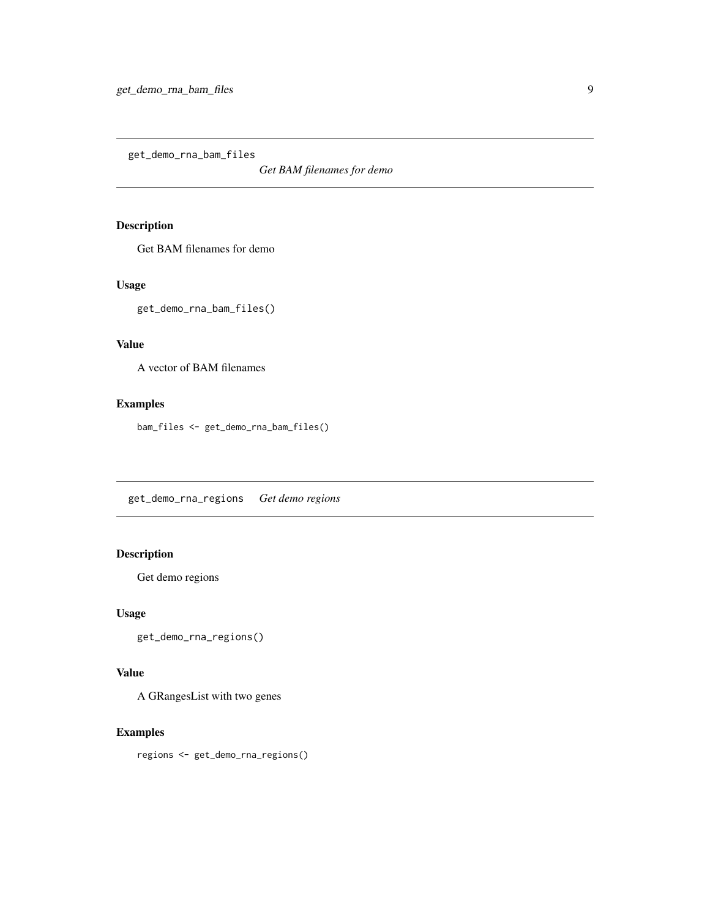## get_demo_rna_bam_files    *Get BAM filenames for demo*

### Description

Get BAM filenames for demo

### Usage

```
get_demo_rna_bam_files()
```

### Value

A vector of BAM filenames

### Examples

```
bam_files <- get_demo_rna_bam_files()
```

## get_demo_rna_regions    *Get demo regions*

### Description

Get demo regions

### Usage

```
get_demo_rna_regions()
```

### Value

A GRangesList with two genes

### Examples

```
regions <- get_demo_rna_regions()
```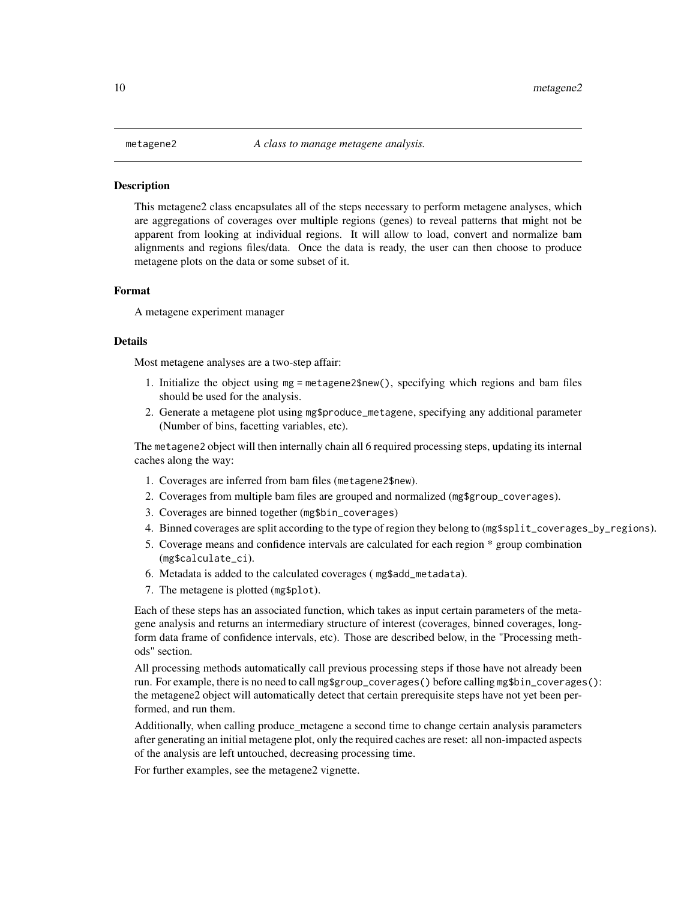## metagene2 — *A class to manage metagene analysis.*

### Description

This metagene2 class encapsulates all of the steps necessary to perform metagene analyses, which are aggregations of coverages over multiple regions (genes) to reveal patterns that might not be apparent from looking at individual regions. It will allow to load, convert and normalize bam alignments and regions files/data. Once the data is ready, the user can then choose to produce metagene plots on the data or some subset of it.

### Format

A metagene experiment manager

### Details

Most metagene analyses are a two-step affair:

1. Initialize the object using `mg = metagene2$new()`, specifying which regions and bam files should be used for the analysis.
2. Generate a metagene plot using `mg$produce_metagene`, specifying any additional parameter (Number of bins, facetting variables, etc).

The `metagene2` object will then internally chain all 6 required processing steps, updating its internal caches along the way:

1. Coverages are inferred from bam files (`metagene2$new`).
2. Coverages from multiple bam files are grouped and normalized (`mg$group_coverages`).
3. Coverages are binned together (`mg$bin_coverages`)
4. Binned coverages are split according to the type of region they belong to (`mg$split_coverages_by_regions`).
5. Coverage means and confidence intervals are calculated for each region * group combination (`mg$calculate_ci`).
6. Metadata is added to the calculated coverages ( `mg$add_metadata`).
7. The metagene is plotted (`mg$plot`).

Each of these steps has an associated function, which takes as input certain parameters of the metagene analysis and returns an intermediary structure of interest (coverages, binned coverages, long-form data frame of confidence intervals, etc). Those are described below, in the "Processing methods" section.

All processing methods automatically call previous processing steps if those have not already been run. For example, there is no need to call `mg$group_coverages()` before calling `mg$bin_coverages()`: the metagene2 object will automatically detect that certain prerequisite steps have not yet been performed, and run them.

Additionally, when calling produce_metagene a second time to change certain analysis parameters after generating an initial metagene plot, only the required caches are reset: all non-impacted aspects of the analysis are left untouched, decreasing processing time.

For further examples, see the metagene2 vignette.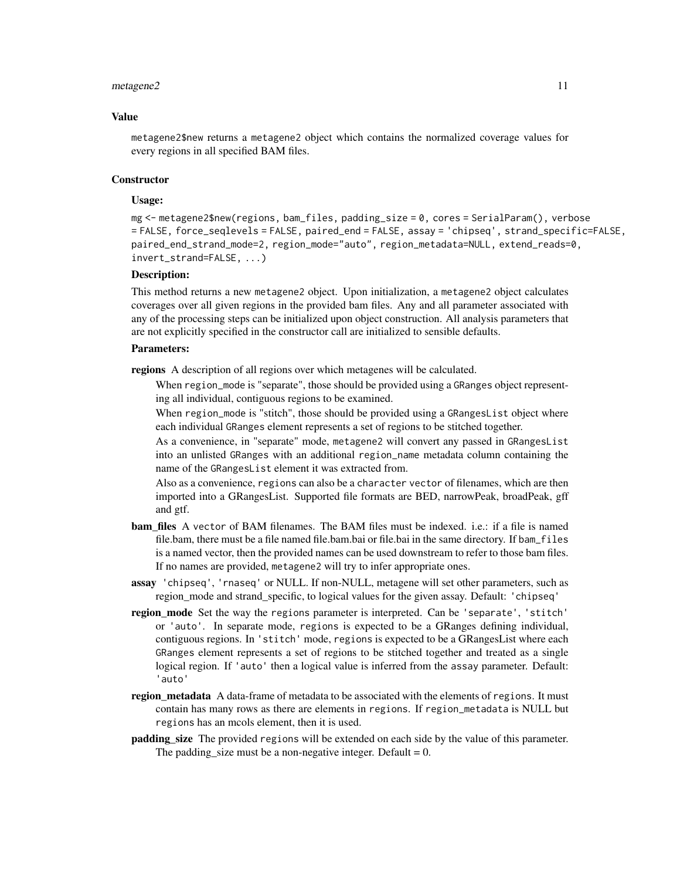### Value

metagene2$new returns a metagene2 object which contains the normalized coverage values for every regions in all specified BAM files.

### Constructor

**Usage:**

```
mg <- metagene2$new(regions, bam_files, padding_size = 0, cores = SerialParam(), verbose
= FALSE, force_seqlevels = FALSE, paired_end = FALSE, assay = 'chipseq', strand_specific=FALSE,
paired_end_strand_mode=2, region_mode="auto", region_metadata=NULL, extend_reads=0,
invert_strand=FALSE, ...)
```

**Description:**

This method returns a new metagene2 object. Upon initialization, a metagene2 object calculates coverages over all given regions in the provided bam files. Any and all parameter associated with any of the processing steps can be initialized upon object construction. All analysis parameters that are not explicitly specified in the constructor call are initialized to sensible defaults.

**Parameters:**

**regions** A description of all regions over which metagenes will be calculated.

When region_mode is "separate", those should be provided using a GRanges object representing all individual, contiguous regions to be examined.

When region_mode is "stitch", those should be provided using a GRangesList object where each individual GRanges element represents a set of regions to be stitched together.

As a convenience, in "separate" mode, metagene2 will convert any passed in GRangesList into an unlisted GRanges with an additional region_name metadata column containing the name of the GRangesList element it was extracted from.

Also as a convenience, regions can also be a character vector of filenames, which are then imported into a GRangesList. Supported file formats are BED, narrowPeak, broadPeak, gff and gtf.

**bam_files** A vector of BAM filenames. The BAM files must be indexed. i.e.: if a file is named file.bam, there must be a file named file.bam.bai or file.bai in the same directory. If bam_files is a named vector, then the provided names can be used downstream to refer to those bam files. If no names are provided, metagene2 will try to infer appropriate ones.

**assay** 'chipseq', 'rnaseq' or NULL. If non-NULL, metagene will set other parameters, such as region_mode and strand_specific, to logical values for the given assay. Default: 'chipseq'

**region_mode** Set the way the regions parameter is interpreted. Can be 'separate', 'stitch' or 'auto'. In separate mode, regions is expected to be a GRanges defining individual, contiguous regions. In 'stitch' mode, regions is expected to be a GRangesList where each GRanges element represents a set of regions to be stitched together and treated as a single logical region. If 'auto' then a logical value is inferred from the assay parameter. Default: 'auto'

**region_metadata** A data-frame of metadata to be associated with the elements of regions. It must contain has many rows as there are elements in regions. If region_metadata is NULL but regions has an mcols element, then it is used.

**padding_size** The provided regions will be extended on each side by the value of this parameter. The padding_size must be a non-negative integer. Default = 0.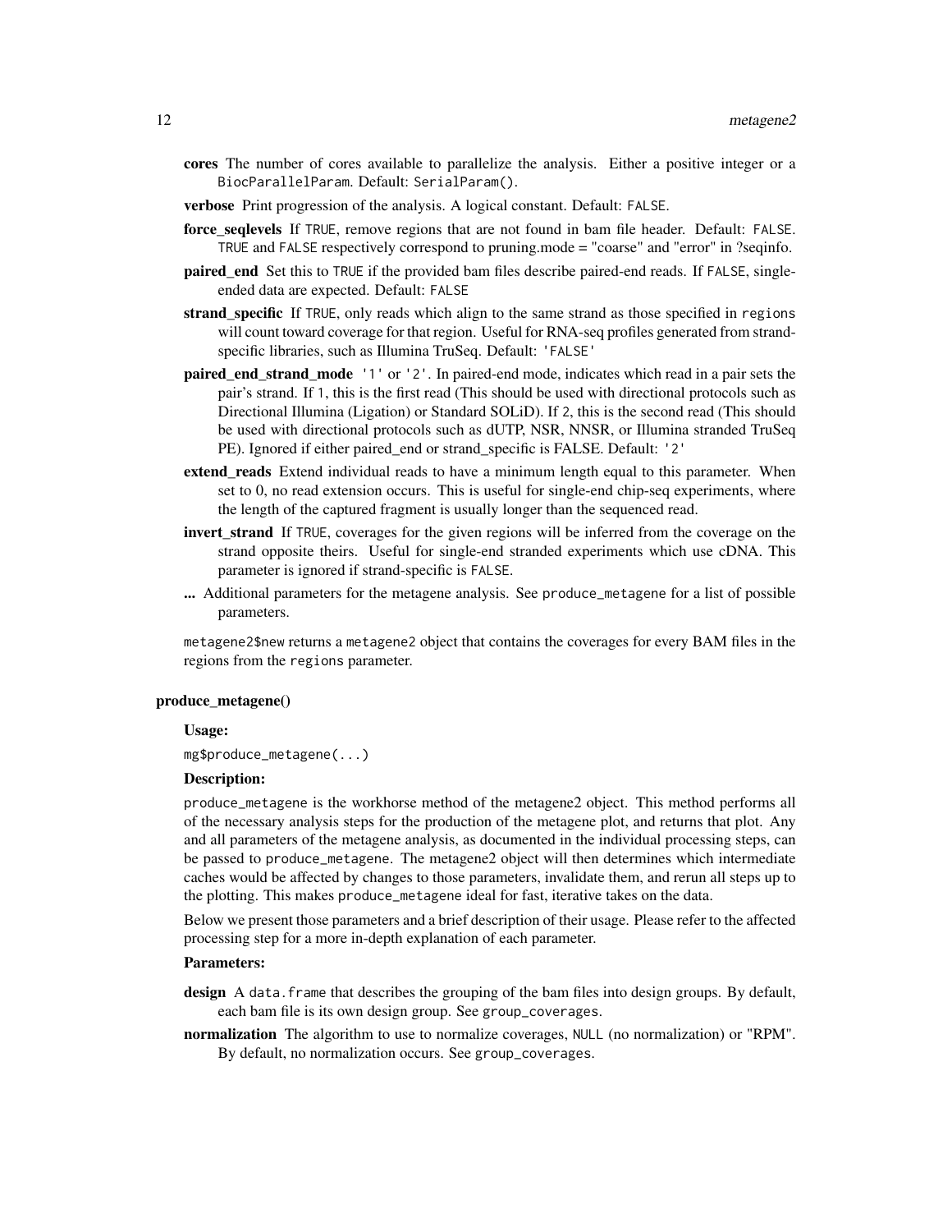- **cores** The number of cores available to parallelize the analysis. Either a positive integer or a `BiocParallelParam`. Default: `SerialParam()`.
- **verbose** Print progression of the analysis. A logical constant. Default: `FALSE`.
- **force_seqlevels** If `TRUE`, remove regions that are not found in bam file header. Default: `FALSE`. `TRUE` and `FALSE` respectively correspond to pruning.mode = "coarse" and "error" in ?seqinfo.
- **paired_end** Set this to `TRUE` if the provided bam files describe paired-end reads. If `FALSE`, single-ended data are expected. Default: `FALSE`
- **strand_specific** If `TRUE`, only reads which align to the same strand as those specified in `regions` will count toward coverage for that region. Useful for RNA-seq profiles generated from strand-specific libraries, such as Illumina TruSeq. Default: `'FALSE'`
- **paired_end_strand_mode** `'1'` or `'2'`. In paired-end mode, indicates which read in a pair sets the pair's strand. If `1`, this is the first read (This should be used with directional protocols such as Directional Illumina (Ligation) or Standard SOLiD). If `2`, this is the second read (This should be used with directional protocols such as dUTP, NSR, NNSR, or Illumina stranded TruSeq PE). Ignored if either paired_end or strand_specific is FALSE. Default: `'2'`
- **extend_reads** Extend individual reads to have a minimum length equal to this parameter. When set to 0, no read extension occurs. This is useful for single-end chip-seq experiments, where the length of the captured fragment is usually longer than the sequenced read.
- **invert_strand** If `TRUE`, coverages for the given regions will be inferred from the coverage on the strand opposite theirs. Useful for single-end stranded experiments which use cDNA. This parameter is ignored if strand-specific is `FALSE`.
- **...** Additional parameters for the metagene analysis. See `produce_metagene` for a list of possible parameters.

`metagene2$new` returns a `metagene2` object that contains the coverages for every BAM files in the regions from the `regions` parameter.

### produce_metagene()

**Usage:**

```
mg$produce_metagene(...)
```

**Description:**

`produce_metagene` is the workhorse method of the metagene2 object. This method performs all of the necessary analysis steps for the production of the metagene plot, and returns that plot. Any and all parameters of the metagene analysis, as documented in the individual processing steps, can be passed to `produce_metagene`. The metagene2 object will then determines which intermediate caches would be affected by changes to those parameters, invalidate them, and rerun all steps up to the plotting. This makes `produce_metagene` ideal for fast, iterative takes on the data.

Below we present those parameters and a brief description of their usage. Please refer to the affected processing step for a more in-depth explanation of each parameter.

**Parameters:**

- **design** A `data.frame` that describes the grouping of the bam files into design groups. By default, each bam file is its own design group. See `group_coverages`.
- **normalization** The algorithm to use to normalize coverages, `NULL` (no normalization) or "RPM". By default, no normalization occurs. See `group_coverages`.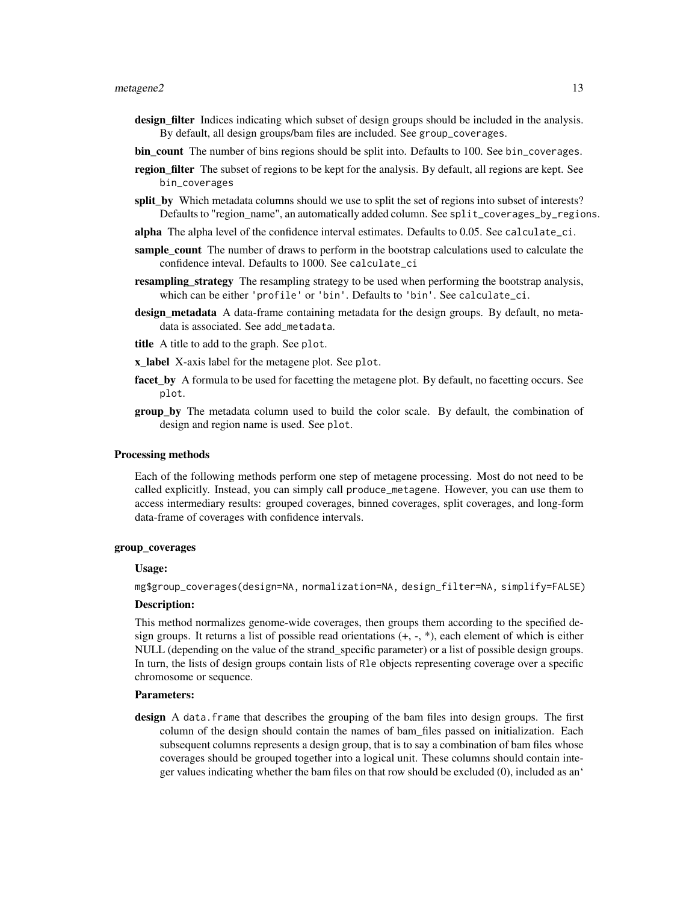**design_filter** Indices indicating which subset of design groups should be included in the analysis. By default, all design groups/bam files are included. See `group_coverages`.

**bin_count** The number of bins regions should be split into. Defaults to 100. See `bin_coverages`.

**region_filter** The subset of regions to be kept for the analysis. By default, all regions are kept. See `bin_coverages`

**split_by** Which metadata columns should we use to split the set of regions into subset of interests? Defaults to "region_name", an automatically added column. See `split_coverages_by_regions`.

**alpha** The alpha level of the confidence interval estimates. Defaults to 0.05. See `calculate_ci`.

**sample_count** The number of draws to perform in the bootstrap calculations used to calculate the confidence inteval. Defaults to 1000. See `calculate_ci`

**resampling_strategy** The resampling strategy to be used when performing the bootstrap analysis, which can be either `'profile'` or `'bin'`. Defaults to `'bin'`. See `calculate_ci`.

**design_metadata** A data-frame containing metadata for the design groups. By default, no metadata is associated. See `add_metadata`.

**title** A title to add to the graph. See `plot`.

**x_label** X-axis label for the metagene plot. See `plot`.

**facet_by** A formula to be used for facetting the metagene plot. By default, no facetting occurs. See `plot`.

**group_by** The metadata column used to build the color scale. By default, the combination of design and region name is used. See `plot`.

### Processing methods

Each of the following methods perform one step of metagene processing. Most do not need to be called explicitly. Instead, you can simply call `produce_metagene`. However, you can use them to access intermediary results: grouped coverages, binned coverages, split coverages, and long-form data-frame of coverages with confidence intervals.

### group_coverages

**Usage:**

```
mg$group_coverages(design=NA, normalization=NA, design_filter=NA, simplify=FALSE)
```

**Description:**

This method normalizes genome-wide coverages, then groups them according to the specified design groups. It returns a list of possible read orientations (+, -, *), each element of which is either NULL (depending on the value of the strand_specific parameter) or a list of possible design groups. In turn, the lists of design groups contain lists of `Rle` objects representing coverage over a specific chromosome or sequence.

**Parameters:**

**design** A `data.frame` that describes the grouping of the bam files into design groups. The first column of the design should contain the names of bam_files passed on initialization. Each subsequent columns represents a design group, that is to say a combination of bam files whose coverages should be grouped together into a logical unit. These columns should contain integer values indicating whether the bam files on that row should be excluded (0), included as an'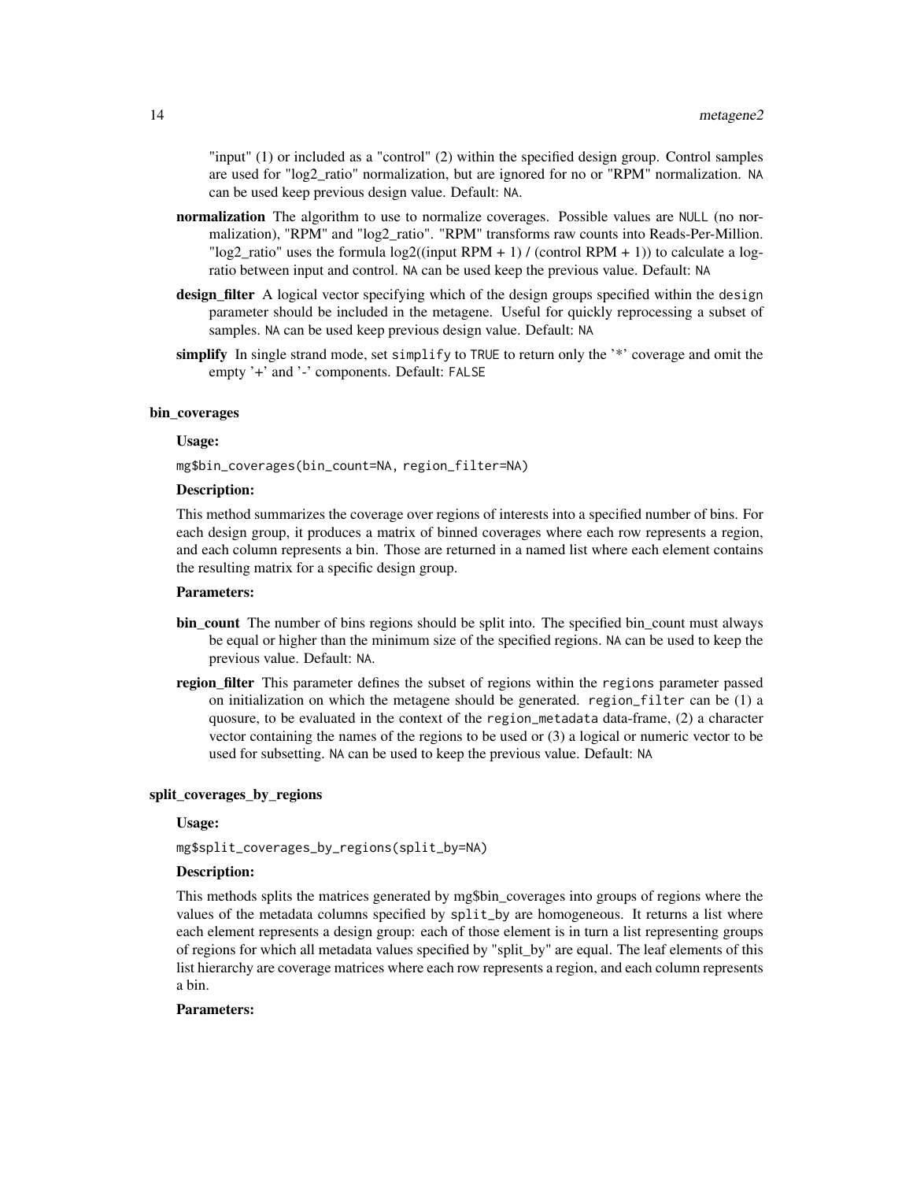"input" (1) or included as a "control" (2) within the specified design group. Control samples are used for "log2_ratio" normalization, but are ignored for no or "RPM" normalization. `NA` can be used keep previous design value. Default: `NA`.

**normalization** The algorithm to use to normalize coverages. Possible values are `NULL` (no normalization), "RPM" and "log2_ratio". "RPM" transforms raw counts into Reads-Per-Million. "log2_ratio" uses the formula log2((input RPM + 1) / (control RPM + 1)) to calculate a log-ratio between input and control. `NA` can be used keep the previous value. Default: `NA`

**design_filter** A logical vector specifying which of the design groups specified within the `design` parameter should be included in the metagene. Useful for quickly reprocessing a subset of samples. `NA` can be used keep previous design value. Default: `NA`

**simplify** In single strand mode, set `simplify` to `TRUE` to return only the '*' coverage and omit the empty '+' and '-' components. Default: `FALSE`

### bin_coverages

**Usage:**

```
mg$bin_coverages(bin_count=NA, region_filter=NA)
```

**Description:**

This method summarizes the coverage over regions of interests into a specified number of bins. For each design group, it produces a matrix of binned coverages where each row represents a region, and each column represents a bin. Those are returned in a named list where each element contains the resulting matrix for a specific design group.

**Parameters:**

**bin_count** The number of bins regions should be split into. The specified bin_count must always be equal or higher than the minimum size of the specified regions. `NA` can be used to keep the previous value. Default: `NA`.

**region_filter** This parameter defines the subset of regions within the `regions` parameter passed on initialization on which the metagene should be generated. `region_filter` can be (1) a quosure, to be evaluated in the context of the `region_metadata` data-frame, (2) a character vector containing the names of the regions to be used or (3) a logical or numeric vector to be used for subsetting. `NA` can be used to keep the previous value. Default: `NA`

### split_coverages_by_regions

**Usage:**

```
mg$split_coverages_by_regions(split_by=NA)
```

**Description:**

This methods splits the matrices generated by mg$bin_coverages into groups of regions where the values of the metadata columns specified by `split_by` are homogeneous. It returns a list where each element represents a design group: each of those element is in turn a list representing groups of regions for which all metadata values specified by "split_by" are equal. The leaf elements of this list hierarchy are coverage matrices where each row represents a region, and each column represents a bin.

**Parameters:**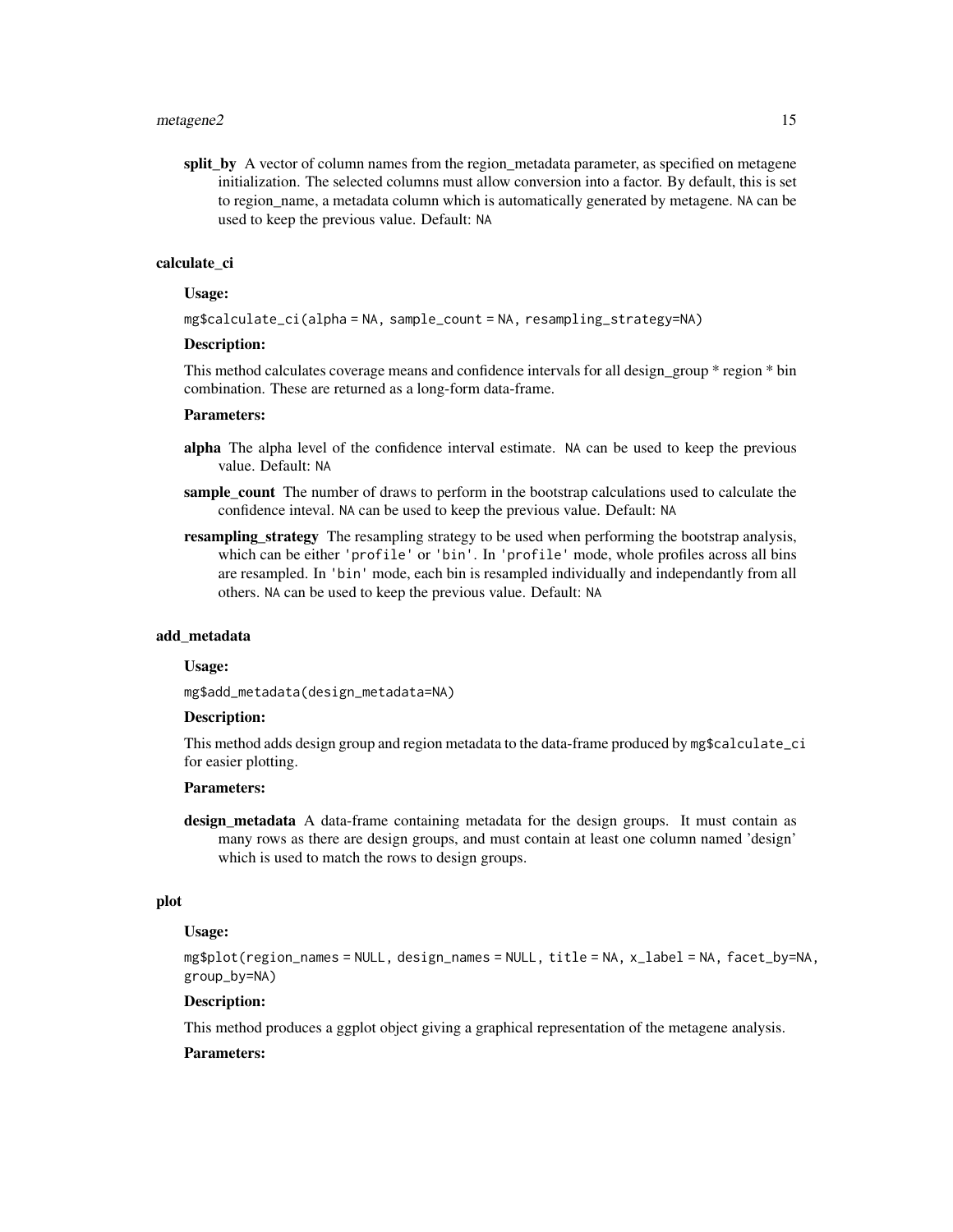**split_by** A vector of column names from the region_metadata parameter, as specified on metagene initialization. The selected columns must allow conversion into a factor. By default, this is set to region_name, a metadata column which is automatically generated by metagene. NA can be used to keep the previous value. Default: NA

### calculate_ci

**Usage:**

```
mg$calculate_ci(alpha = NA, sample_count = NA, resampling_strategy=NA)
```

**Description:**

This method calculates coverage means and confidence intervals for all design_group * region * bin combination. These are returned as a long-form data-frame.

**Parameters:**

**alpha** The alpha level of the confidence interval estimate. NA can be used to keep the previous value. Default: NA

**sample_count** The number of draws to perform in the bootstrap calculations used to calculate the confidence inteval. NA can be used to keep the previous value. Default: NA

**resampling_strategy** The resampling strategy to be used when performing the bootstrap analysis, which can be either 'profile' or 'bin'. In 'profile' mode, whole profiles across all bins are resampled. In 'bin' mode, each bin is resampled individually and independantly from all others. NA can be used to keep the previous value. Default: NA

### add_metadata

**Usage:**

```
mg$add_metadata(design_metadata=NA)
```

**Description:**

This method adds design group and region metadata to the data-frame produced by mg$calculate_ci for easier plotting.

**Parameters:**

**design_metadata** A data-frame containing metadata for the design groups. It must contain as many rows as there are design groups, and must contain at least one column named 'design' which is used to match the rows to design groups.

### plot

**Usage:**

```
mg$plot(region_names = NULL, design_names = NULL, title = NA, x_label = NA, facet_by=NA,
group_by=NA)
```

**Description:**

This method produces a ggplot object giving a graphical representation of the metagene analysis.

**Parameters:**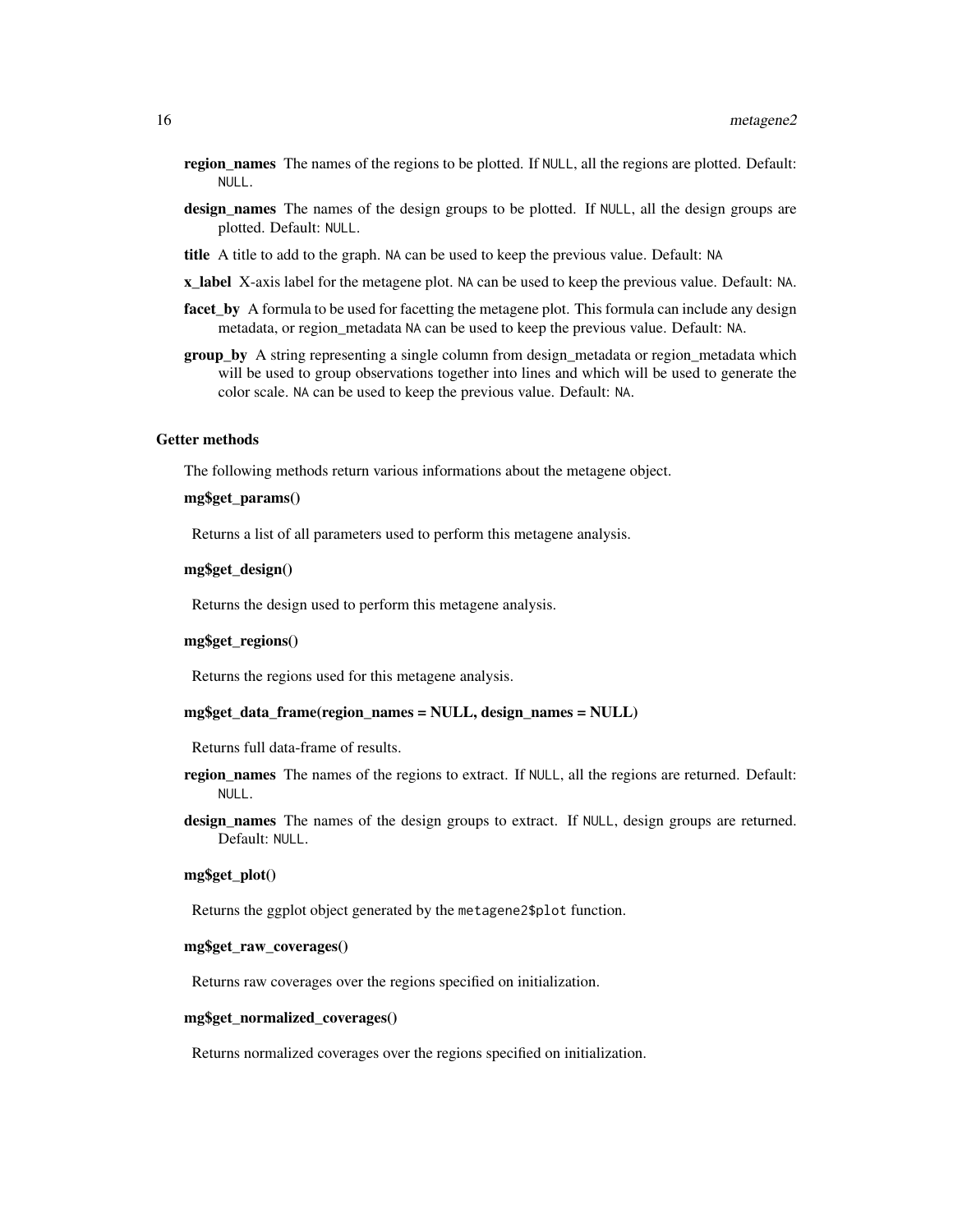**region_names** The names of the regions to be plotted. If `NULL`, all the regions are plotted. Default: `NULL`.

**design_names** The names of the design groups to be plotted. If `NULL`, all the design groups are plotted. Default: `NULL`.

**title** A title to add to the graph. `NA` can be used to keep the previous value. Default: `NA`

**x_label** X-axis label for the metagene plot. `NA` can be used to keep the previous value. Default: `NA`.

**facet_by** A formula to be used for facetting the metagene plot. This formula can include any design metadata, or region_metadata `NA` can be used to keep the previous value. Default: `NA`.

**group_by** A string representing a single column from design_metadata or region_metadata which will be used to group observations together into lines and which will be used to generate the color scale. `NA` can be used to keep the previous value. Default: `NA`.

### Getter methods

The following methods return various informations about the metagene object.

#### mg$get_params()

Returns a list of all parameters used to perform this metagene analysis.

#### mg$get_design()

Returns the design used to perform this metagene analysis.

#### mg$get_regions()

Returns the regions used for this metagene analysis.

#### mg$get_data_frame(region_names = NULL, design_names = NULL)

Returns full data-frame of results.

**region_names** The names of the regions to extract. If `NULL`, all the regions are returned. Default: `NULL`.

**design_names** The names of the design groups to extract. If `NULL`, design groups are returned. Default: `NULL`.

#### mg$get_plot()

Returns the ggplot object generated by the `metagene2$plot` function.

#### mg$get_raw_coverages()

Returns raw coverages over the regions specified on initialization.

#### mg$get_normalized_coverages()

Returns normalized coverages over the regions specified on initialization.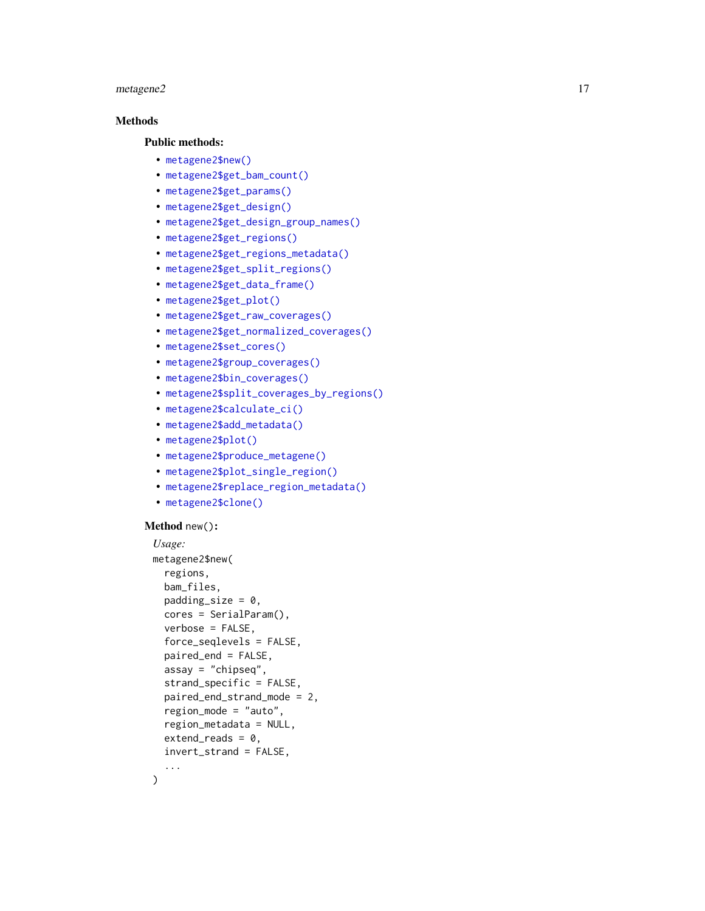## Methods

### Public methods:

- `metagene2$new()`
- `metagene2$get_bam_count()`
- `metagene2$get_params()`
- `metagene2$get_design()`
- `metagene2$get_design_group_names()`
- `metagene2$get_regions()`
- `metagene2$get_regions_metadata()`
- `metagene2$get_split_regions()`
- `metagene2$get_data_frame()`
- `metagene2$get_plot()`
- `metagene2$get_raw_coverages()`
- `metagene2$get_normalized_coverages()`
- `metagene2$set_cores()`
- `metagene2$group_coverages()`
- `metagene2$bin_coverages()`
- `metagene2$split_coverages_by_regions()`
- `metagene2$calculate_ci()`
- `metagene2$add_metadata()`
- `metagene2$plot()`
- `metagene2$produce_metagene()`
- `metagene2$plot_single_region()`
- `metagene2$replace_region_metadata()`
- `metagene2$clone()`

### Method `new()`:

*Usage:*

```
metagene2$new(
  regions,
  bam_files,
  padding_size = 0,
  cores = SerialParam(),
  verbose = FALSE,
  force_seqlevels = FALSE,
  paired_end = FALSE,
  assay = "chipseq",
  strand_specific = FALSE,
  paired_end_strand_mode = 2,
  region_mode = "auto",
  region_metadata = NULL,
  extend_reads = 0,
  invert_strand = FALSE,
  ...
)
```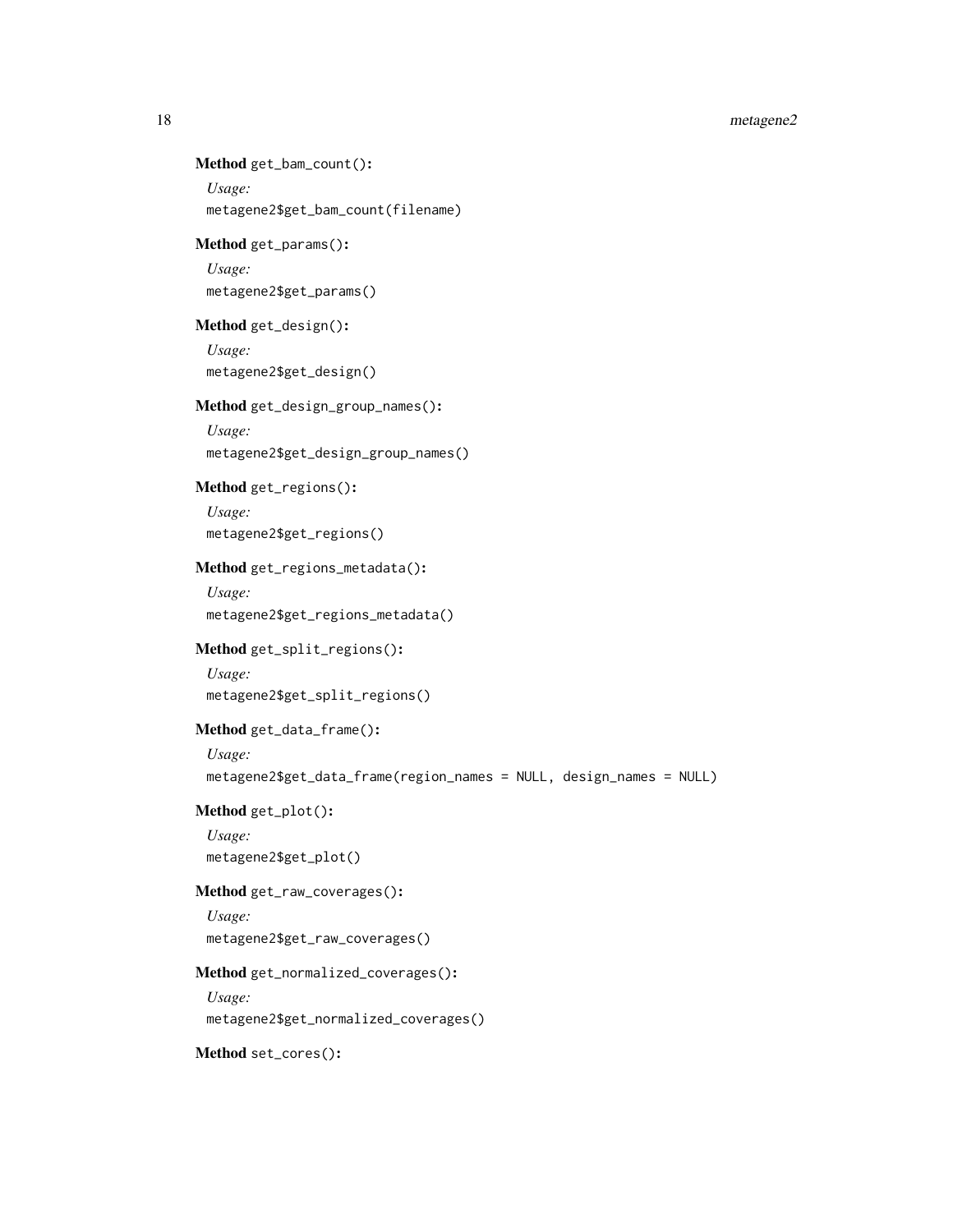**Method** `get_bam_count()`:

*Usage:*

```
metagene2$get_bam_count(filename)
```

**Method** `get_params()`:

*Usage:*

```
metagene2$get_params()
```

**Method** `get_design()`:

*Usage:*

```
metagene2$get_design()
```

**Method** `get_design_group_names()`:

*Usage:*

```
metagene2$get_design_group_names()
```

**Method** `get_regions()`:

*Usage:*

```
metagene2$get_regions()
```

**Method** `get_regions_metadata()`:

*Usage:*

```
metagene2$get_regions_metadata()
```

**Method** `get_split_regions()`:

*Usage:*

```
metagene2$get_split_regions()
```

**Method** `get_data_frame()`:

*Usage:*

```
metagene2$get_data_frame(region_names = NULL, design_names = NULL)
```

**Method** `get_plot()`:

*Usage:*

```
metagene2$get_plot()
```

**Method** `get_raw_coverages()`:

*Usage:*

```
metagene2$get_raw_coverages()
```

**Method** `get_normalized_coverages()`:

*Usage:*

```
metagene2$get_normalized_coverages()
```

**Method** `set_cores()`: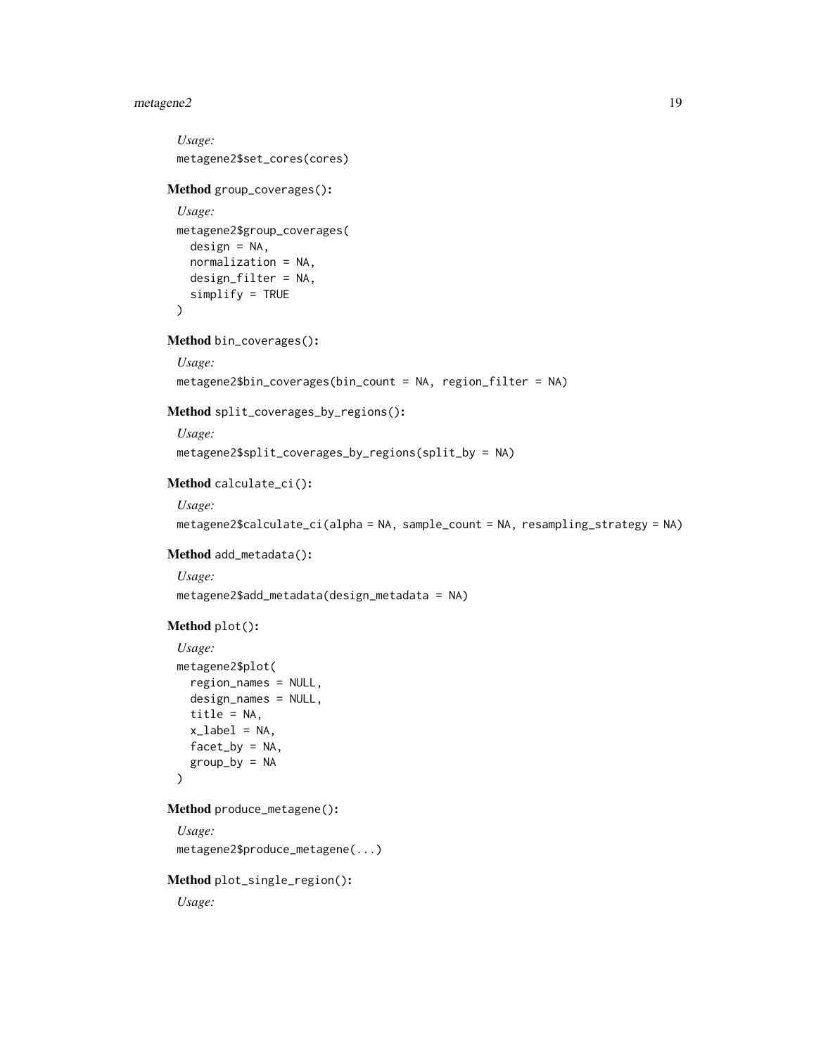*Usage:*

```
metagene2$set_cores(cores)
```

**Method** `group_coverages()`:

*Usage:*

```
metagene2$group_coverages(
  design = NA,
  normalization = NA,
  design_filter = NA,
  simplify = TRUE
)
```

**Method** `bin_coverages()`:

*Usage:*

```
metagene2$bin_coverages(bin_count = NA, region_filter = NA)
```

**Method** `split_coverages_by_regions()`:

*Usage:*

```
metagene2$split_coverages_by_regions(split_by = NA)
```

**Method** `calculate_ci()`:

*Usage:*

```
metagene2$calculate_ci(alpha = NA, sample_count = NA, resampling_strategy = NA)
```

**Method** `add_metadata()`:

*Usage:*

```
metagene2$add_metadata(design_metadata = NA)
```

**Method** `plot()`:

*Usage:*

```
metagene2$plot(
  region_names = NULL,
  design_names = NULL,
  title = NA,
  x_label = NA,
  facet_by = NA,
  group_by = NA
)
```

**Method** `produce_metagene()`:

*Usage:*

```
metagene2$produce_metagene(...)
```

**Method** `plot_single_region()`:

*Usage:*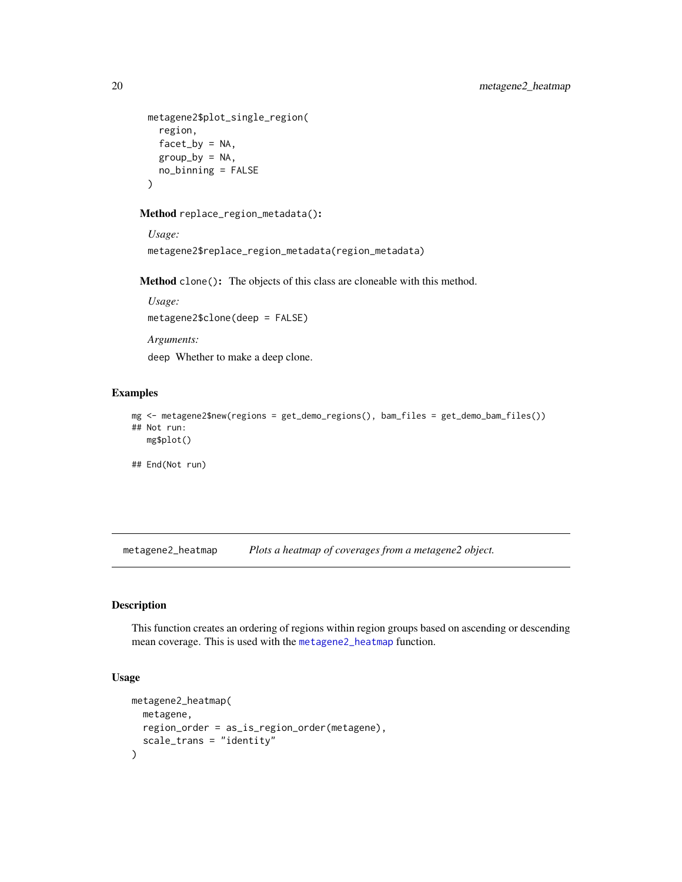```
metagene2$plot_single_region(
  region,
  facet_by = NA,
  group_by = NA,
  no_binning = FALSE
)
```

**Method** `replace_region_metadata()`**:**

*Usage:*

```
metagene2$replace_region_metadata(region_metadata)
```

**Method** `clone()`**:** The objects of this class are cloneable with this method.

*Usage:*

```
metagene2$clone(deep = FALSE)
```

*Arguments:*

`deep` Whether to make a deep clone.

## Examples

```
mg <- metagene2$new(regions = get_demo_regions(), bam_files = get_demo_bam_files())
## Not run:
   mg$plot()

## End(Not run)
```

---

# metagene2_heatmap — *Plots a heatmap of coverages from a metagene2 object.*

## Description

This function creates an ordering of regions within region groups based on ascending or descending mean coverage. This is used with the metagene2_heatmap function.

## Usage

```
metagene2_heatmap(
  metagene,
  region_order = as_is_region_order(metagene),
  scale_trans = "identity"
)
```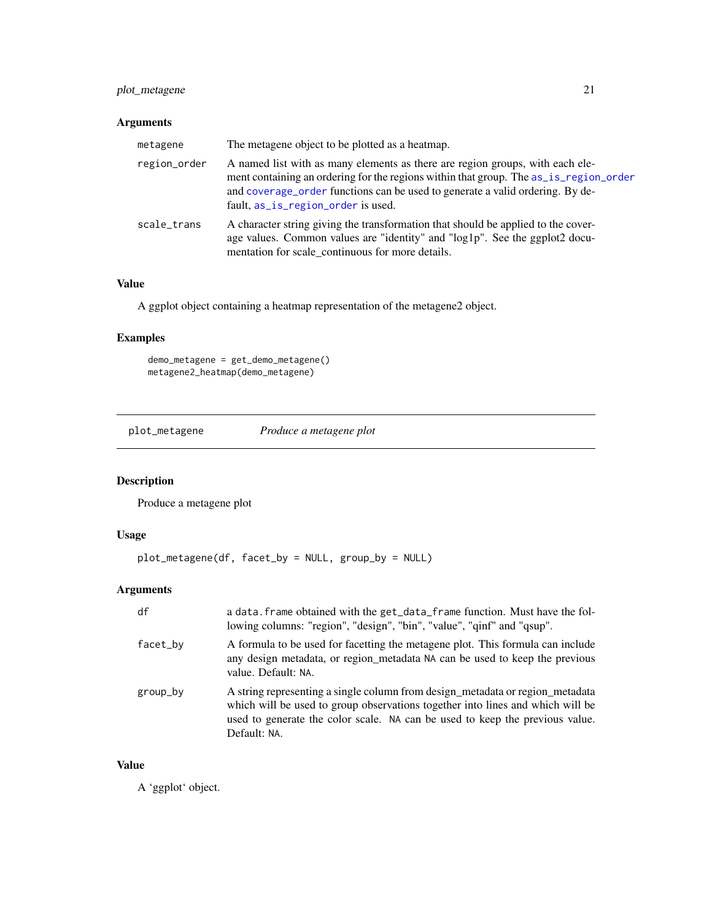### Arguments

| | |
|---|---|
| `metagene` | The metagene object to be plotted as a heatmap. |
| `region_order` | A named list with as many elements as there are region groups, with each element containing an ordering for the regions within that group. The `as_is_region_order` and `coverage_order` functions can be used to generate a valid ordering. By default, `as_is_region_order` is used. |
| `scale_trans` | A character string giving the transformation that should be applied to the coverage values. Common values are "identity" and "log1p". See the ggplot2 documentation for scale_continuous for more details. |

### Value

A ggplot object containing a heatmap representation of the metagene2 object.

### Examples

```
demo_metagene = get_demo_metagene()
metagene2_heatmap(demo_metagene)
```

---

## plot_metagene — *Produce a metagene plot*

---

### Description

Produce a metagene plot

### Usage

```
plot_metagene(df, facet_by = NULL, group_by = NULL)
```

### Arguments

| | |
|---|---|
| `df` | a `data.frame` obtained with the `get_data_frame` function. Must have the following columns: "region", "design", "bin", "value", "qinf" and "qsup". |
| `facet_by` | A formula to be used for facetting the metagene plot. This formula can include any design metadata, or region_metadata `NA` can be used to keep the previous value. Default: `NA`. |
| `group_by` | A string representing a single column from design_metadata or region_metadata which will be used to group observations together into lines and which will be used to generate the color scale. `NA` can be used to keep the previous value. Default: `NA`. |

### Value

A 'ggplot' object.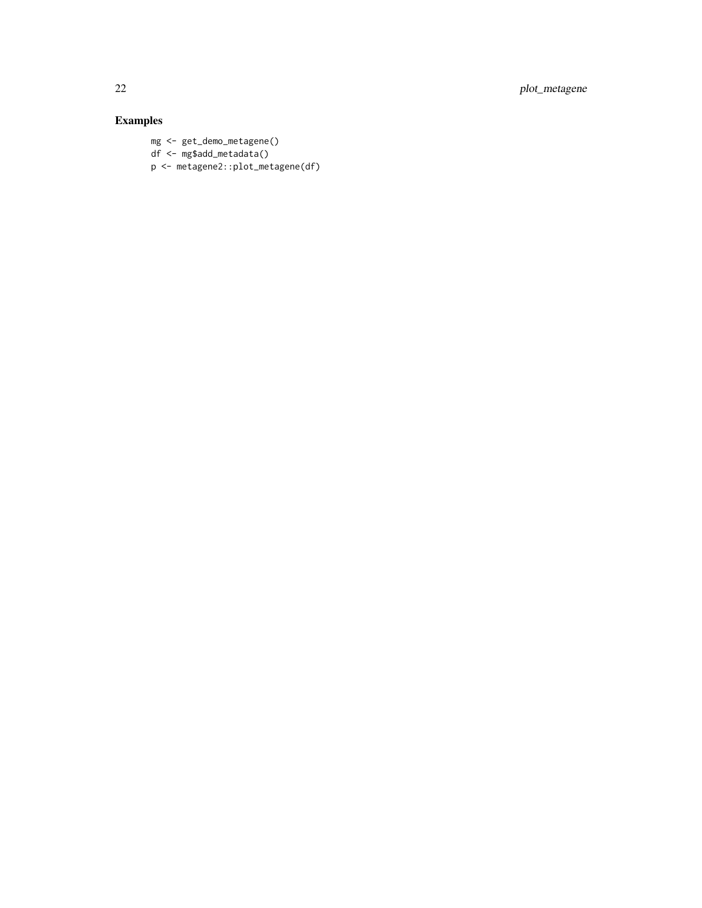## Examples

```
mg <- get_demo_metagene()
df <- mg$add_metadata()
p <- metagene2::plot_metagene(df)
```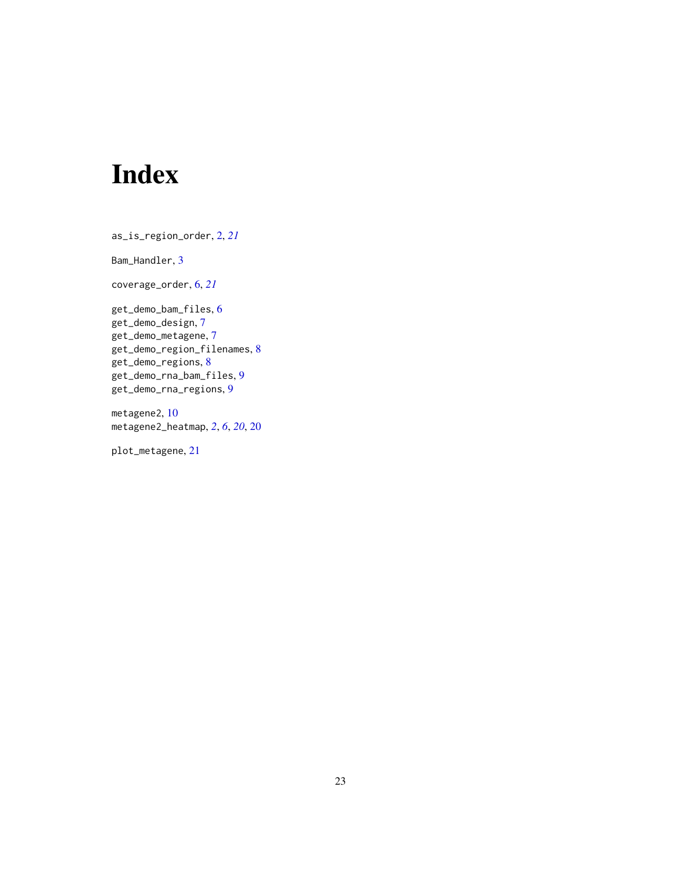# Index

as_is_region_order, 2, *21*

Bam_Handler, 3

coverage_order, 6, *21*

get_demo_bam_files, 6
get_demo_design, 7
get_demo_metagene, 7
get_demo_region_filenames, 8
get_demo_regions, 8
get_demo_rna_bam_files, 9
get_demo_rna_regions, 9

metagene2, 10
metagene2_heatmap, *2*, *6*, *20*, 20

plot_metagene, 21